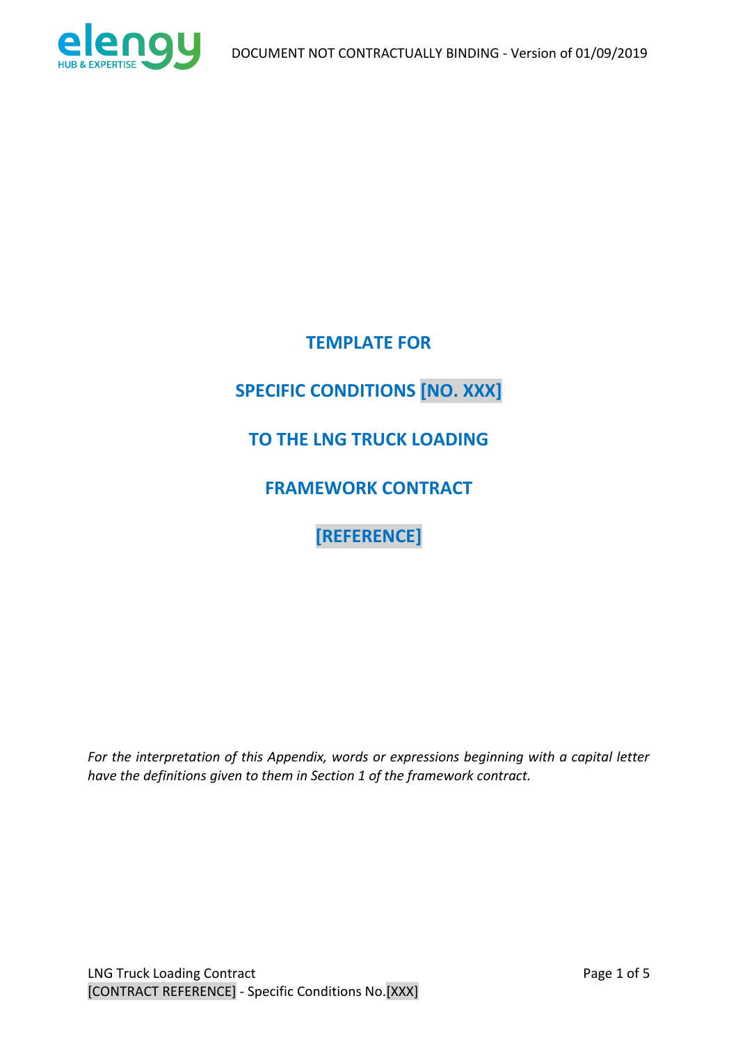# TEMPLATE FOR

# SPECIFIC CONDITIONS [NO. XXX]

# TO THE LNG TRUCK LOADING

# FRAMEWORK CONTRACT

# [REFERENCE]

*For the interpretation of this Appendix, words or expressions beginning with a capital letter have the definitions given to them in Section 1 of the framework contract.*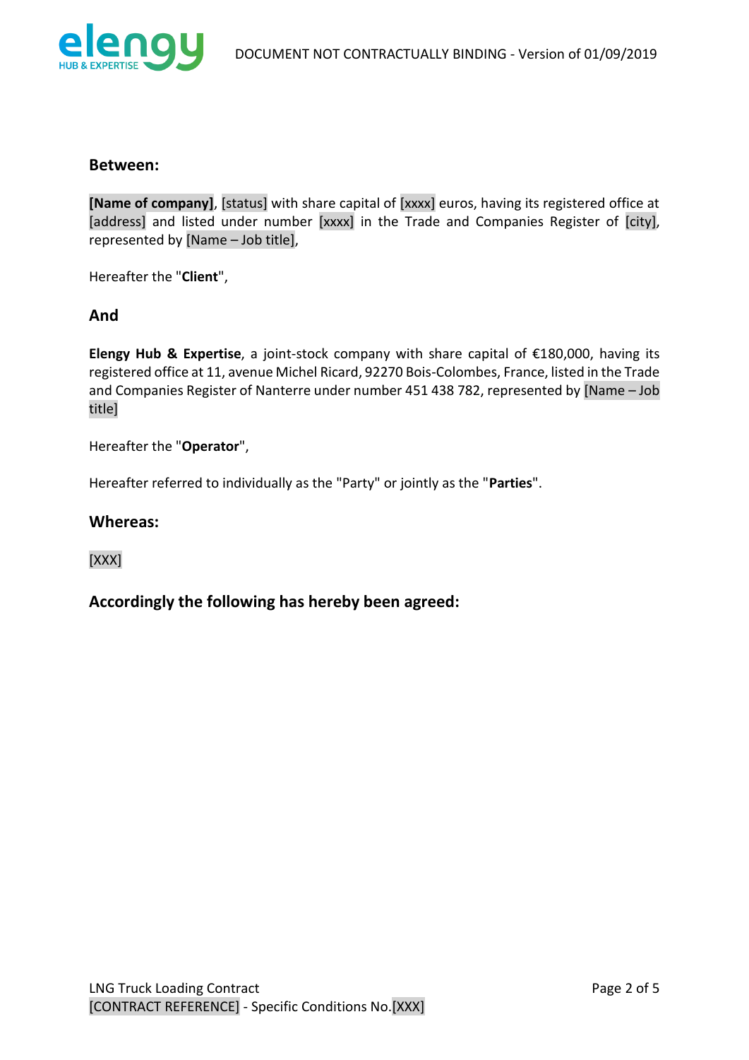## Between:

**[Name of company]**, [status] with share capital of [xxxx] euros, having its registered office at [address] and listed under number [xxxx] in the Trade and Companies Register of [city], represented by [Name – Job title],

Hereafter the "**Client**",

## And

**Elengy Hub & Expertise**, a joint-stock company with share capital of €180,000, having its registered office at 11, avenue Michel Ricard, 92270 Bois-Colombes, France, listed in the Trade and Companies Register of Nanterre under number 451 438 782, represented by [Name – Job title]

Hereafter the "**Operator**",

Hereafter referred to individually as the "Party" or jointly as the "**Parties**".

## Whereas:

[XXX]

## Accordingly the following has hereby been agreed: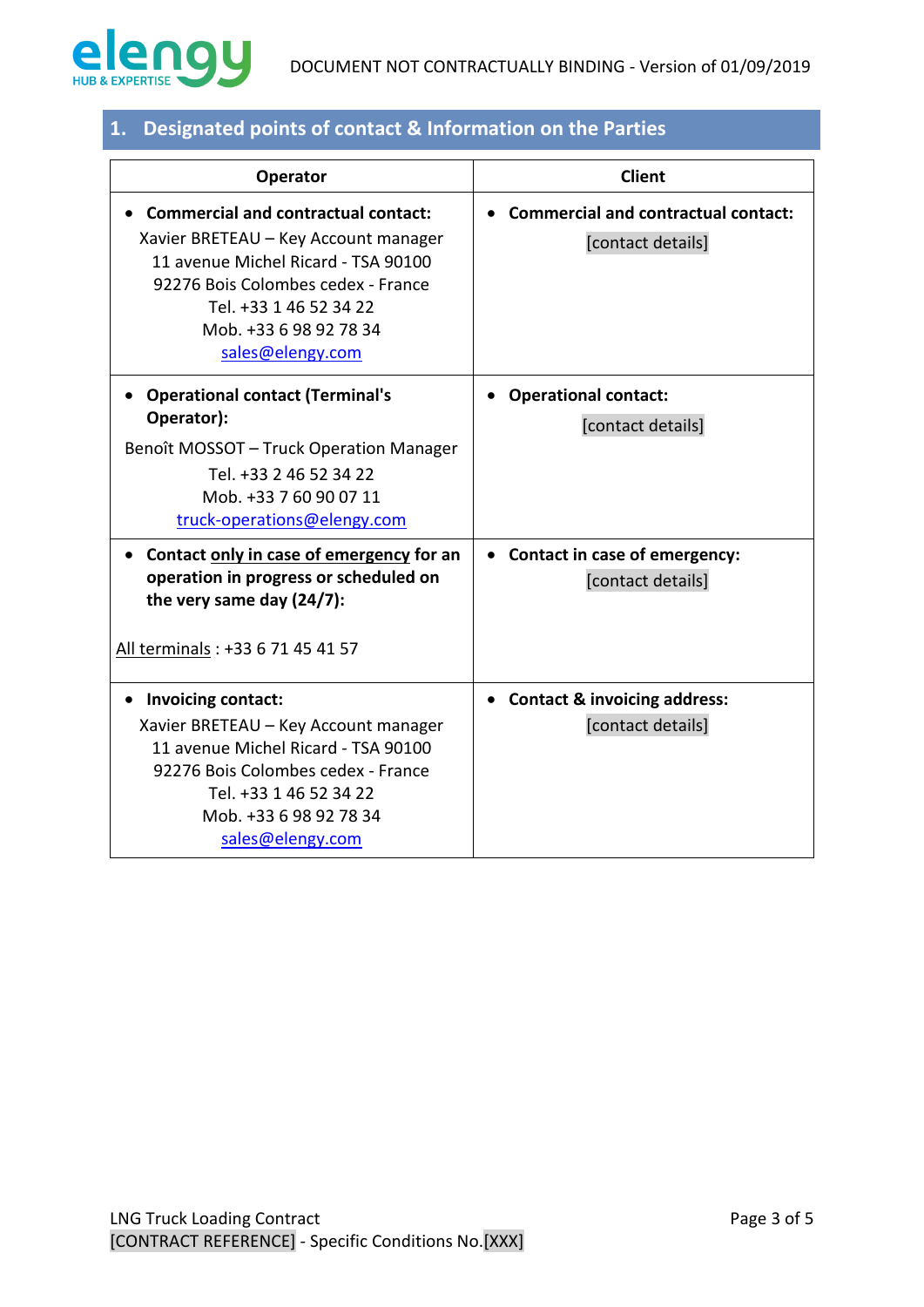## 1. Designated points of contact & Information on the Parties

| Operator | Client |
|---|---|
| • **Commercial and contractual contact:** Xavier BRETEAU – Key Account manager<br>11 avenue Michel Ricard - TSA 90100<br>92276 Bois Colombes cedex - France<br>Tel. +33 1 46 52 34 22<br>Mob. +33 6 98 92 78 34<br>sales@elengy.com | • **Commercial and contractual contact:**<br>[contact details] |
| • **Operational contact (Terminal's Operator):**<br>Benoît MOSSOT – Truck Operation Manager<br>Tel. +33 2 46 52 34 22<br>Mob. +33 7 60 90 07 11<br>truck-operations@elengy.com | • **Operational contact:**<br>[contact details] |
| • **Contact only in case of emergency for an operation in progress or scheduled on the very same day (24/7):**<br><br>All terminals : +33 6 71 45 41 57 | • **Contact in case of emergency:**<br>[contact details] |
| • **Invoicing contact:**<br>Xavier BRETEAU – Key Account manager<br>11 avenue Michel Ricard - TSA 90100<br>92276 Bois Colombes cedex - France<br>Tel. +33 1 46 52 34 22<br>Mob. +33 6 98 92 78 34<br>sales@elengy.com | • **Contact & invoicing address:**<br>[contact details] |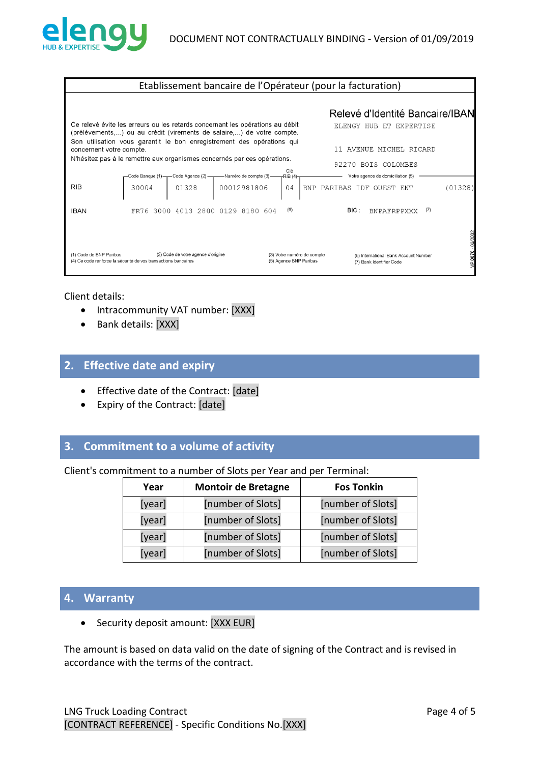| Etablissement bancaire de l'Opérateur (pour la facturation) |
| --- |

**Relevé d'Identité Bancaire/IBAN**

ELENGY HUB ET EXPERTISE

11 AVENUE MICHEL RICARD

92270 BOIS COLOMBES

Ce relevé évite les erreurs ou les retards concernant les opérations au débit (prélèvements,...) ou au crédit (virements de salaire,...) de votre compte. Son utilisation vous garantit le bon enregistrement des opérations qui concernent votre compte.

N'hésitez pas à le remettre aux organismes concernés par ces opérations.

| | Code Banque (1) | Code Agence (2) | Numéro de compte (3) | Clé RIB (4) | Votre agence de domiciliation (5) | |
| --- | --- | --- | --- | --- | --- | --- |
| RIB | 30004 | 01328 | 00012981806 | 04 | BNP PARIBAS IDF OUEST ENT | (01328) |

IBAN FR76 3000 4013 2800 0129 8180 604 (6) BIC : BNPAFRPPXXX (7)

(1) Code de BNP Paribas
(2) Code de votre agence d'origine
(3) Votre numéro de compte
(4) Ce code renforce la sécurité de vos transactions bancaires
(5) Agence BNP Paribas
(6) International Bank Account Number
(7) Bank Identifier Code

VP 0070 - 06/2002

Client details:

- Intracommunity VAT number: [XXX]
- Bank details: [XXX]

## 2. Effective date and expiry

- Effective date of the Contract: [date]
- Expiry of the Contract: [date]

## 3. Commitment to a volume of activity

Client's commitment to a number of Slots per Year and per Terminal:

| Year | Montoir de Bretagne | Fos Tonkin |
| --- | --- | --- |
| [year] | [number of Slots] | [number of Slots] |
| [year] | [number of Slots] | [number of Slots] |
| [year] | [number of Slots] | [number of Slots] |
| [year] | [number of Slots] | [number of Slots] |

## 4. Warranty

- Security deposit amount: [XXX EUR]

The amount is based on data valid on the date of signing of the Contract and is revised in accordance with the terms of the contract.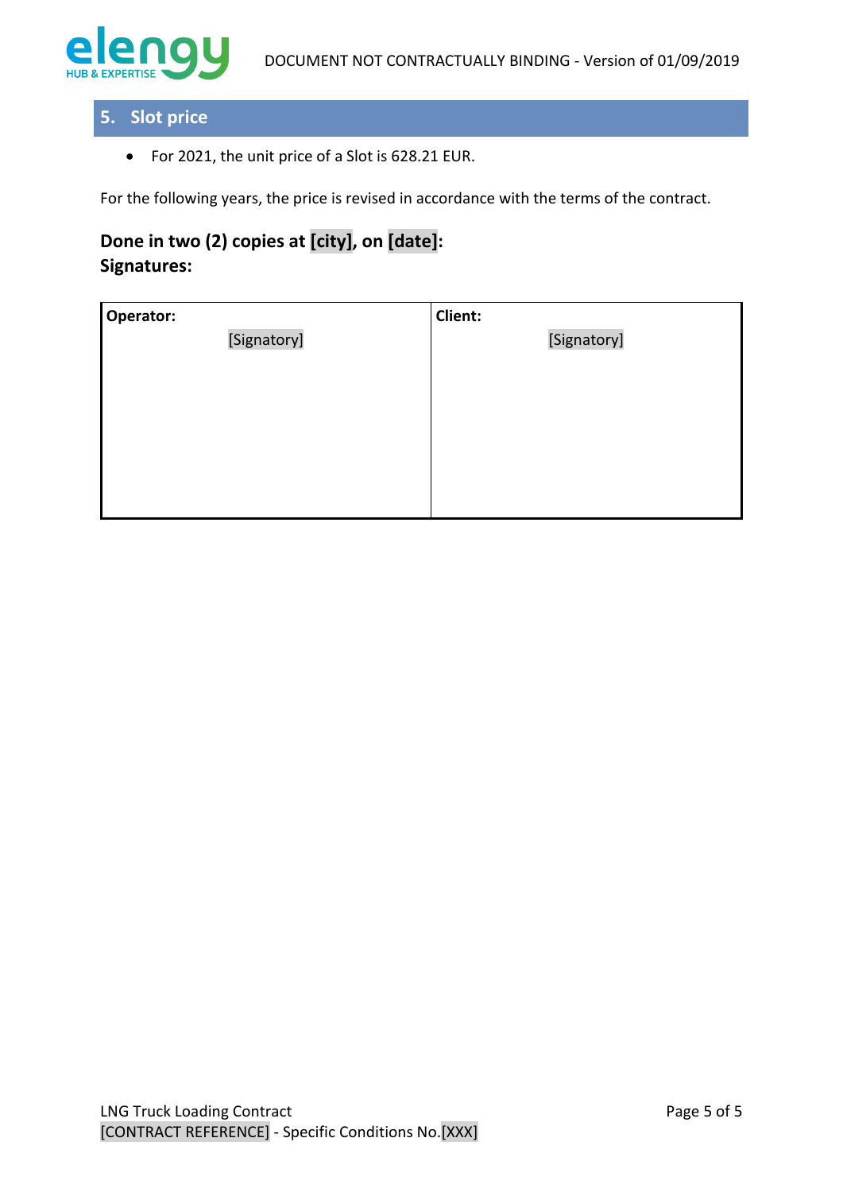## 5. Slot price

- For 2021, the unit price of a Slot is 628.21 EUR.

For the following years, the price is revised in accordance with the terms of the contract.

**Done in two (2) copies at [city], on [date]:**
**Signatures:**

| Operator: | Client: |
|---|---|
| [Signatory] | [Signatory] |